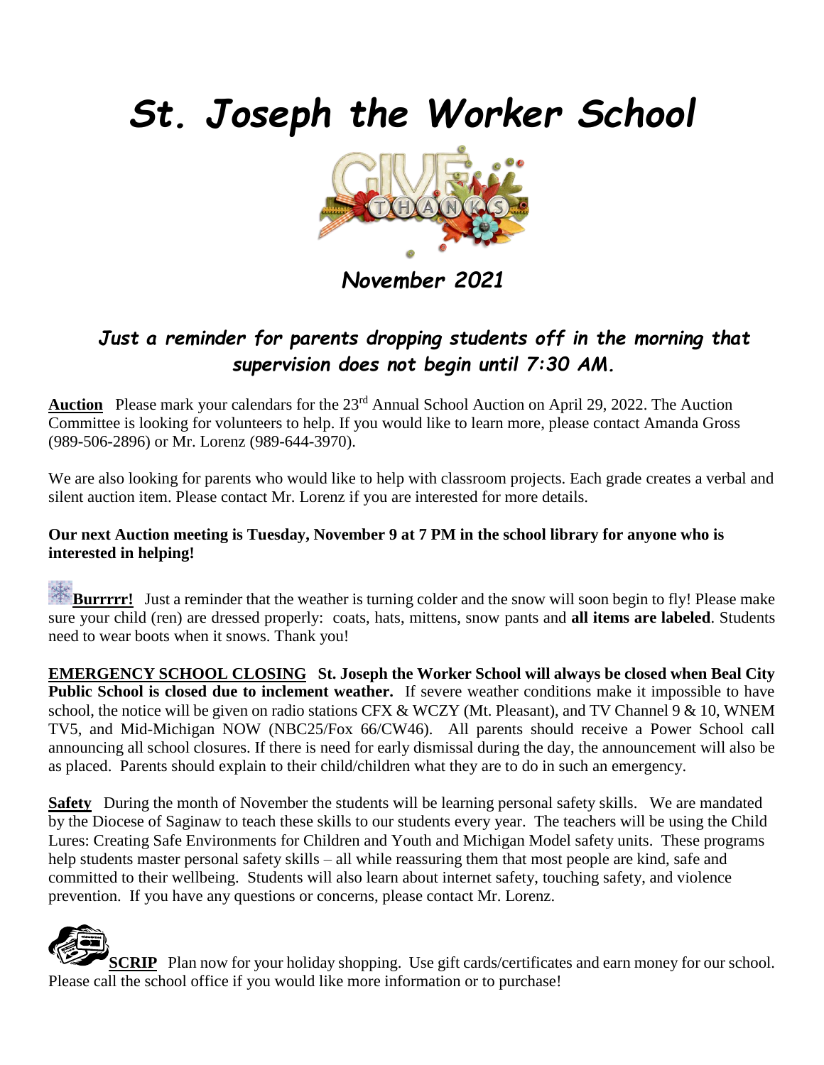# *St. Joseph the Worker School*

***November 2021***

### *Just a reminder for parents dropping students off in the morning that supervision does not begin until 7:30 AM.*

**Auction** Please mark your calendars for the 23rd Annual School Auction on April 29, 2022. The Auction Committee is looking for volunteers to help. If you would like to learn more, please contact Amanda Gross (989-506-2896) or Mr. Lorenz (989-644-3970).

We are also looking for parents who would like to help with classroom projects. Each grade creates a verbal and silent auction item. Please contact Mr. Lorenz if you are interested for more details.

**Our next Auction meeting is Tuesday, November 9 at 7 PM in the school library for anyone who is interested in helping!**

**Burrrrr!** Just a reminder that the weather is turning colder and the snow will soon begin to fly! Please make sure your child (ren) are dressed properly: coats, hats, mittens, snow pants and **all items are labeled**. Students need to wear boots when it snows. Thank you!

**EMERGENCY SCHOOL CLOSING** **St. Joseph the Worker School will always be closed when Beal City Public School is closed due to inclement weather.** If severe weather conditions make it impossible to have school, the notice will be given on radio stations CFX & WCZY (Mt. Pleasant), and TV Channel 9 & 10, WNEM TV5, and Mid-Michigan NOW (NBC25/Fox 66/CW46). All parents should receive a Power School call announcing all school closures. If there is need for early dismissal during the day, the announcement will also be as placed. Parents should explain to their child/children what they are to do in such an emergency.

**Safety** During the month of November the students will be learning personal safety skills. We are mandated by the Diocese of Saginaw to teach these skills to our students every year. The teachers will be using the Child Lures: Creating Safe Environments for Children and Youth and Michigan Model safety units. These programs help students master personal safety skills – all while reassuring them that most people are kind, safe and committed to their wellbeing. Students will also learn about internet safety, touching safety, and violence prevention. If you have any questions or concerns, please contact Mr. Lorenz.

**SCRIP** Plan now for your holiday shopping. Use gift cards/certificates and earn money for our school. Please call the school office if you would like more information or to purchase!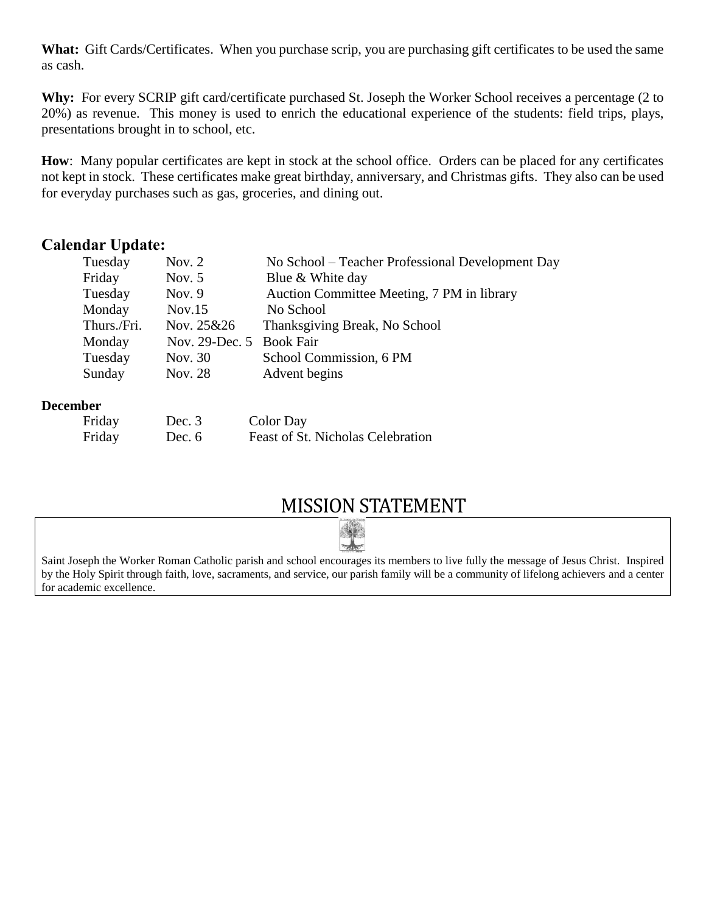**What:** Gift Cards/Certificates. When you purchase scrip, you are purchasing gift certificates to be used the same as cash.

**Why:** For every SCRIP gift card/certificate purchased St. Joseph the Worker School receives a percentage (2 to 20%) as revenue. This money is used to enrich the educational experience of the students: field trips, plays, presentations brought in to school, etc.

**How**: Many popular certificates are kept in stock at the school office. Orders can be placed for any certificates not kept in stock. These certificates make great birthday, anniversary, and Christmas gifts. They also can be used for everyday purchases such as gas, groceries, and dining out.

## Calendar Update:

| | | |
|---|---|---|
| Tuesday | Nov. 2 | No School – Teacher Professional Development Day |
| Friday | Nov. 5 | Blue & White day |
| Tuesday | Nov. 9 | Auction Committee Meeting, 7 PM in library |
| Monday | Nov.15 | No School |
| Thurs./Fri. | Nov. 25&26 | Thanksgiving Break, No School |
| Monday | Nov. 29-Dec. 5 | Book Fair |
| Tuesday | Nov. 30 | School Commission, 6 PM |
| Sunday | Nov. 28 | Advent begins |

**December**

| | | |
|---|---|---|
| Friday | Dec. 3 | Color Day |
| Friday | Dec. 6 | Feast of St. Nicholas Celebration |

# MISSION STATEMENT

Saint Joseph the Worker Roman Catholic parish and school encourages its members to live fully the message of Jesus Christ. Inspired by the Holy Spirit through faith, love, sacraments, and service, our parish family will be a community of lifelong achievers and a center for academic excellence.